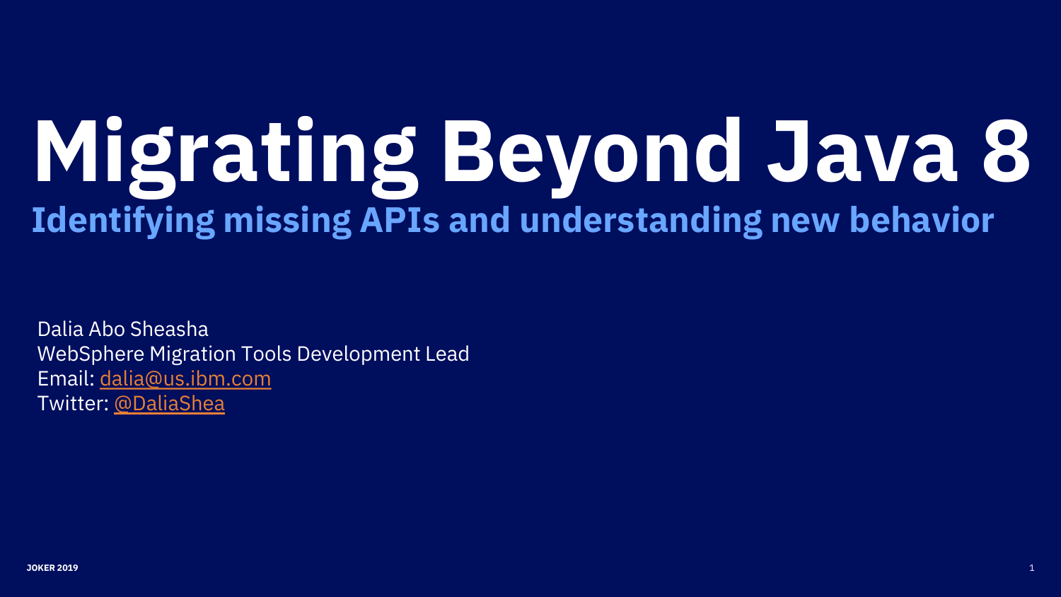# Migrating Beyond Java 8

## Identifying missing APIs and understanding new behavior

Dalia Abo Sheasha
WebSphere Migration Tools Development Lead
Email: [dalia@us.ibm.com](mailto:dalia@us.ibm.com)
Twitter: [@DaliaShea](https://twitter.com/DaliaShea)

JOKER 2019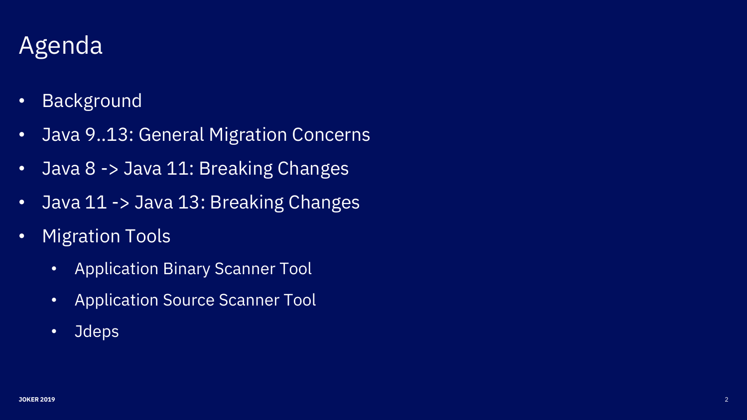# Agenda

- Background
- Java 9..13: General Migration Concerns
- Java 8 -> Java 11: Breaking Changes
- Java 11 -> Java 13: Breaking Changes
- Migration Tools
  - Application Binary Scanner Tool
  - Application Source Scanner Tool
  - Jdeps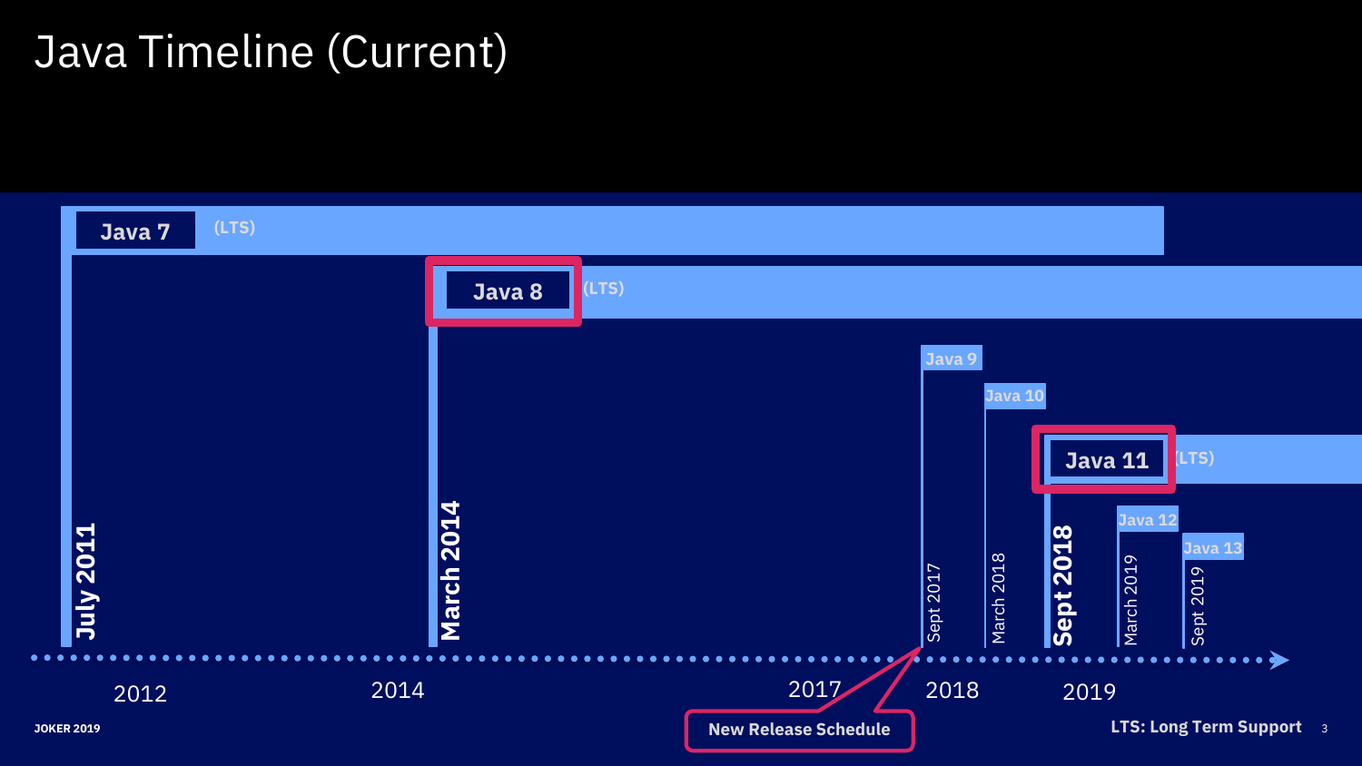# Java Timeline (Current)

Java 7 (LTS)

Java 8 (LTS)

Java 9

Java 10

Java 11 (LTS)

Java 12

Java 13

July 2011

March 2014

Sept 2017

March 2018

Sept 2018

March 2019

Sept 2019

2012

2014

2017

2018

2019

New Release Schedule

JOKER 2019

LTS: Long Term Support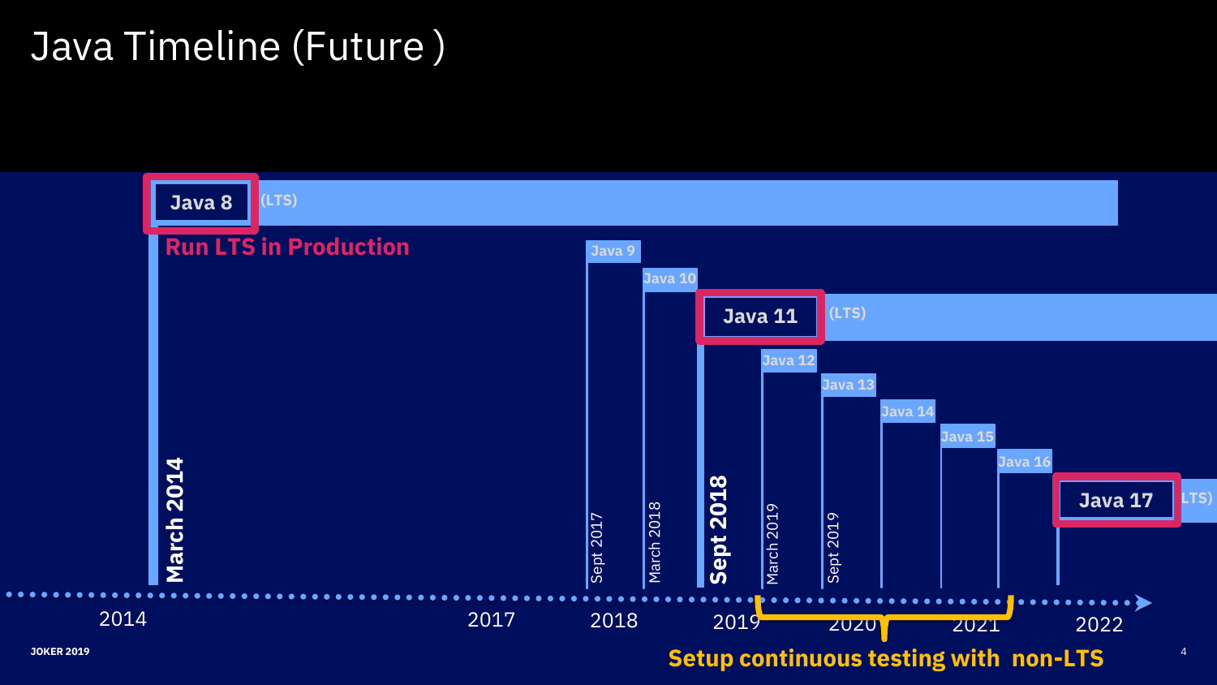# Java Timeline (Future )

**Java 8** (LTS)

**Run LTS in Production**

Java 9

Java 10

**Java 11** (LTS)

Java 12

Java 13

Java 14

Java 15

Java 16

**Java 17** (LTS)

March 2014

Sept 2017

March 2018

Sept 2018

March 2019

Sept 2019

2014

2017

2018

2019

2020

2021

2022

**Setup continuous testing with non-LTS**

JOKER 2019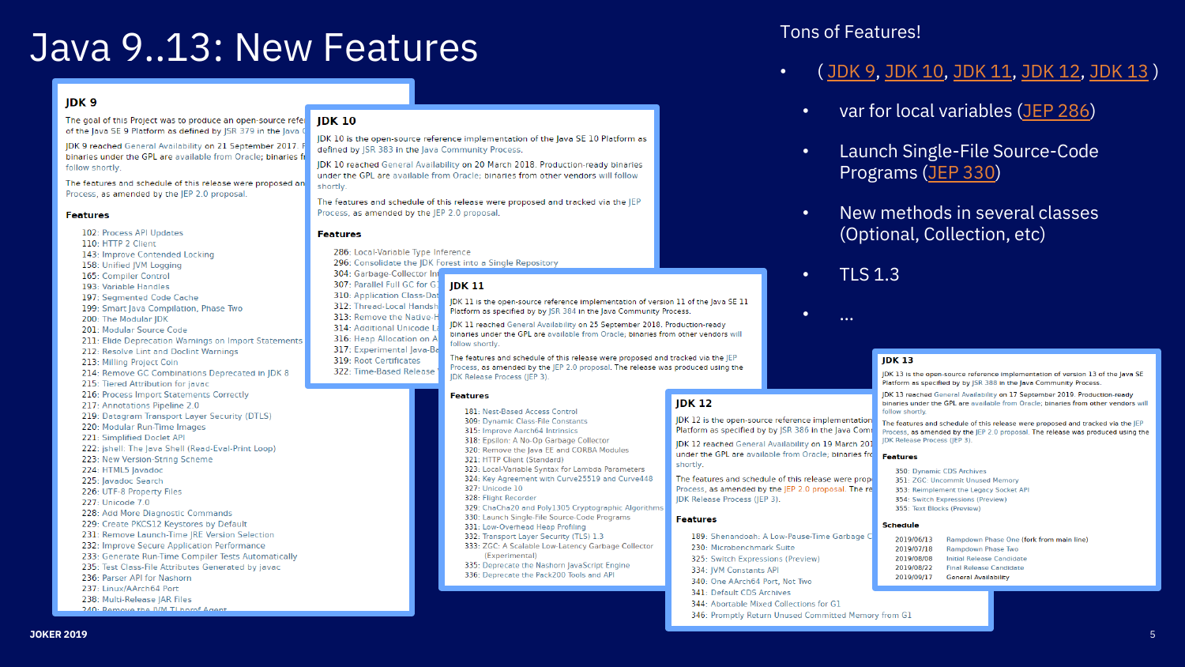# Java 9..13: New Features

Tons of Features!

- ( JDK 9, JDK 10, JDK 11, JDK 12, JDK 13 )
  - var for local variables (JEP 286)
  - Launch Single-File Source-Code Programs (JEP 330)
  - New methods in several classes (Optional, Collection, etc)
  - TLS 1.3
  - …

## JDK 9

The goal of this Project was to produce an open-source refe… of the Java SE 9 Platform as defined by JSR 379 in the Java C…

JDK 9 reached General Availability on 21 September 2017. F… binaries under the GPL are available from Oracle; binaries fr… follow shortly.

The features and schedule of this release were proposed an… Process, as amended by the JEP 2.0 proposal.

### Features

- 102: Process API Updates
- 110: HTTP 2 Client
- 143: Improve Contended Locking
- 158: Unified JVM Logging
- 165: Compiler Control
- 193: Variable Handles
- 197: Segmented Code Cache
- 199: Smart Java Compilation, Phase Two
- 200: The Modular JDK
- 201: Modular Source Code
- 211: Elide Deprecation Warnings on Import Statements
- 212: Resolve Lint and Doclint Warnings
- 213: Milling Project Coin
- 214: Remove GC Combinations Deprecated in JDK 8
- 215: Tiered Attribution for javac
- 216: Process Import Statements Correctly
- 217: Annotations Pipeline 2.0
- 219: Datagram Transport Layer Security (DTLS)
- 220: Modular Run-Time Images
- 221: Simplified Doclet API
- 222: jshell: The Java Shell (Read-Eval-Print Loop)
- 223: New Version-String Scheme
- 224: HTML5 Javadoc
- 225: Javadoc Search
- 226: UTF-8 Property Files
- 227: Unicode 7.0
- 228: Add More Diagnostic Commands
- 229: Create PKCS12 Keystores by Default
- 231: Remove Launch-Time JRE Version Selection
- 232: Improve Secure Application Performance
- 233: Generate Run-Time Compiler Tests Automatically
- 235: Test Class-File Attributes Generated by javac
- 236: Parser API for Nashorn
- 237: Linux/AArch64 Port
- 238: Multi-Release JAR Files
- 240: Remove the JVM TI hprof Agent

## JDK 10

JDK 10 is the open-source reference implementation of the Java SE 10 Platform as defined by JSR 383 in the Java Community Process.

JDK 10 reached General Availability on 20 March 2018. Production-ready binaries under the GPL are available from Oracle; binaries from other vendors will follow shortly.

The features and schedule of this release were proposed and tracked via the JEP Process, as amended by the JEP 2.0 proposal.

### Features

- 286: Local-Variable Type Inference
- 296: Consolidate the JDK Forest into a Single Repository
- 304: Garbage-Collector In…
- 307: Parallel Full GC for G…
- 310: Application Class-Dat…
- 312: Thread-Local Handsh…
- 313: Remove the Native-H…
- 314: Additional Unicode L…
- 316: Heap Allocation on A…
- 317: Experimental Java-Ba…
- 319: Root Certificates
- 322: Time-Based Release …

## JDK 11

JDK 11 is the open-source reference implementation of version 11 of the Java SE 11 Platform as specified by by JSR 384 in the Java Community Process.

JDK 11 reached General Availability on 25 September 2018. Production-ready binaries under the GPL are available from Oracle; binaries from other vendors will follow shortly.

The features and schedule of this release were proposed and tracked via the JEP Process, as amended by the JEP 2.0 proposal. The release was produced using the JDK Release Process (JEP 3).

### Features

- 181: Nest-Based Access Control
- 309: Dynamic Class-File Constants
- 315: Improve Aarch64 Intrinsics
- 318: Epsilon: A No-Op Garbage Collector
- 320: Remove the Java EE and CORBA Modules
- 321: HTTP Client (Standard)
- 323: Local-Variable Syntax for Lambda Parameters
- 324: Key Agreement with Curve25519 and Curve448
- 327: Unicode 10
- 328: Flight Recorder
- 329: ChaCha20 and Poly1305 Cryptographic Algorithms
- 330: Launch Single-File Source-Code Programs
- 331: Low-Overhead Heap Profiling
- 332: Transport Layer Security (TLS) 1.3
- 333: ZGC: A Scalable Low-Latency Garbage Collector (Experimental)
- 335: Deprecate the Nashorn JavaScript Engine
- 336: Deprecate the Pack200 Tools and API

## JDK 12

JDK 12 is the open-source reference implementation… Platform as specified by JSR 386 in the Java Comm…

JDK 12 reached General Availability on 19 March 201… under the GPL are available from Oracle; binaries fro… shortly.

The features and schedule of this release were prop… Process, as amended by the JEP 2.0 proposal. The re… JDK Release Process (JEP 3).

### Features

- 189: Shenandoah: A Low-Pause-Time Garbage C…
- 230: Microbenchmark Suite
- 325: Switch Expressions (Preview)
- 334: JVM Constants API
- 340: One AArch64 Port, Not Two
- 341: Default CDS Archives
- 344: Abortable Mixed Collections for G1
- 346: Promptly Return Unused Committed Memory from G1

## JDK 13

JDK 13 is the open-source reference implementation of version 13 of the Java SE Platform as specified by JSR 388 in the Java Community Process.

JDK 13 reached General Availability on 17 September 2019. Production-ready binaries under the GPL are available from Oracle; binaries from other vendors will follow shortly.

The features and schedule of this release were proposed and tracked via the JEP Process, as amended by the JEP 2.0 proposal. The release was produced using the JDK Release Process (JEP 3).

### Features

- 350: Dynamic CDS Archives
- 351: ZGC: Uncommit Unused Memory
- 353: Reimplement the Legacy Socket API
- 354: Switch Expressions (Preview)
- 355: Text Blocks (Preview)

### Schedule

| | |
|---|---|
| 2019/06/13 | Rampdown Phase One (fork from main line) |
| 2019/07/18 | Rampdown Phase Two |
| 2019/08/08 | Initial Release Candidate |
| 2019/08/22 | Final Release Candidate |
| 2019/09/17 | General Availability |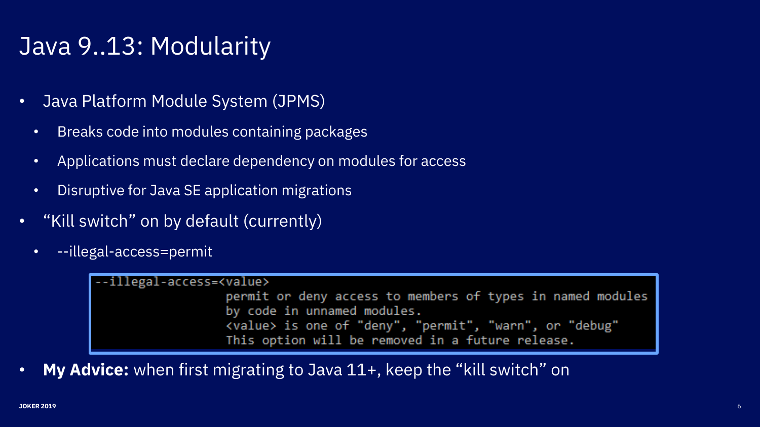# Java 9..13: Modularity

- Java Platform Module System (JPMS)
  - Breaks code into modules containing packages
  - Applications must declare dependency on modules for access
  - Disruptive for Java SE application migrations
- “Kill switch” on by default (currently)
  - --illegal-access=permit

```
--illegal-access=<value>
                  permit or deny access to members of types in named modules
                  by code in unnamed modules.
                  <value> is one of "deny", "permit", "warn", or "debug"
                  This option will be removed in a future release.
```

- **My Advice:** when first migrating to Java 11+, keep the “kill switch” on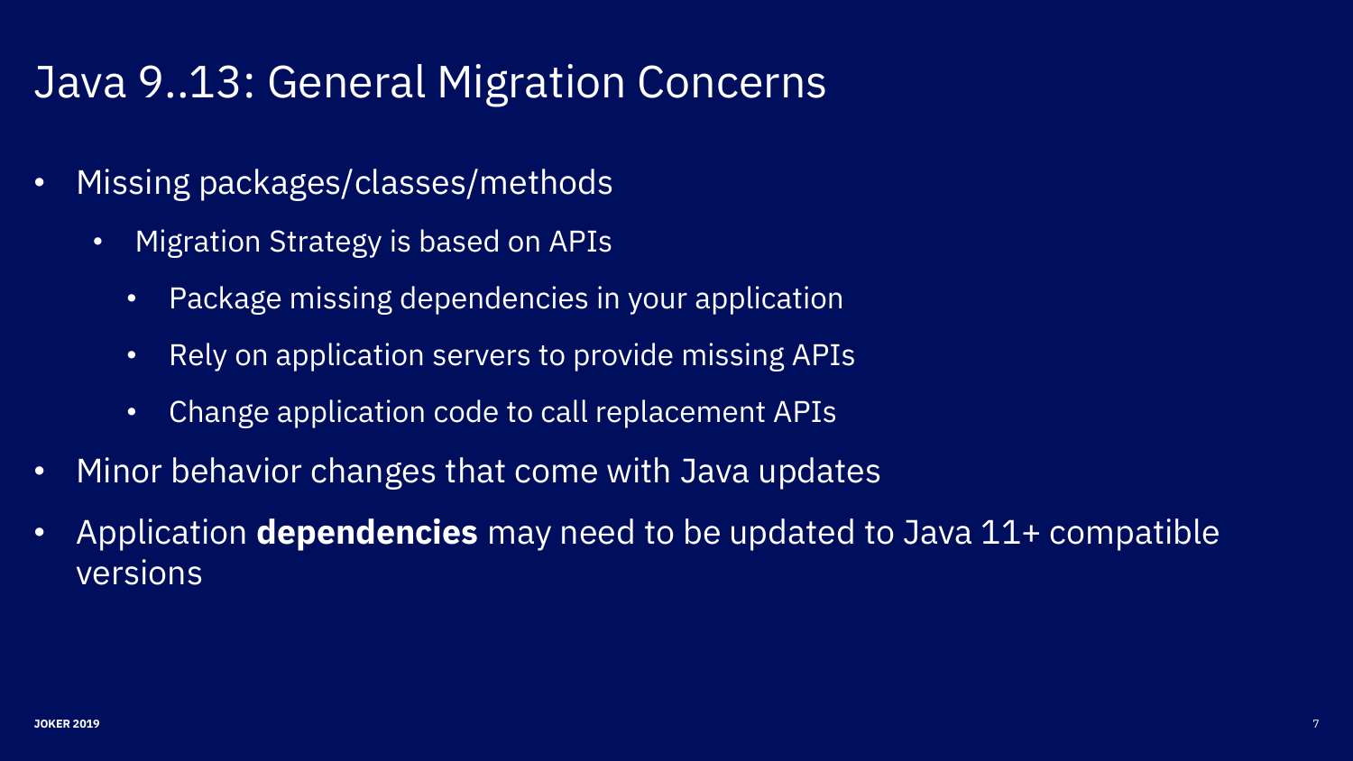# Java 9..13: General Migration Concerns

- Missing packages/classes/methods
  - Migration Strategy is based on APIs
    - Package missing dependencies in your application
    - Rely on application servers to provide missing APIs
    - Change application code to call replacement APIs
- Minor behavior changes that come with Java updates
- Application **dependencies** may need to be updated to Java 11+ compatible versions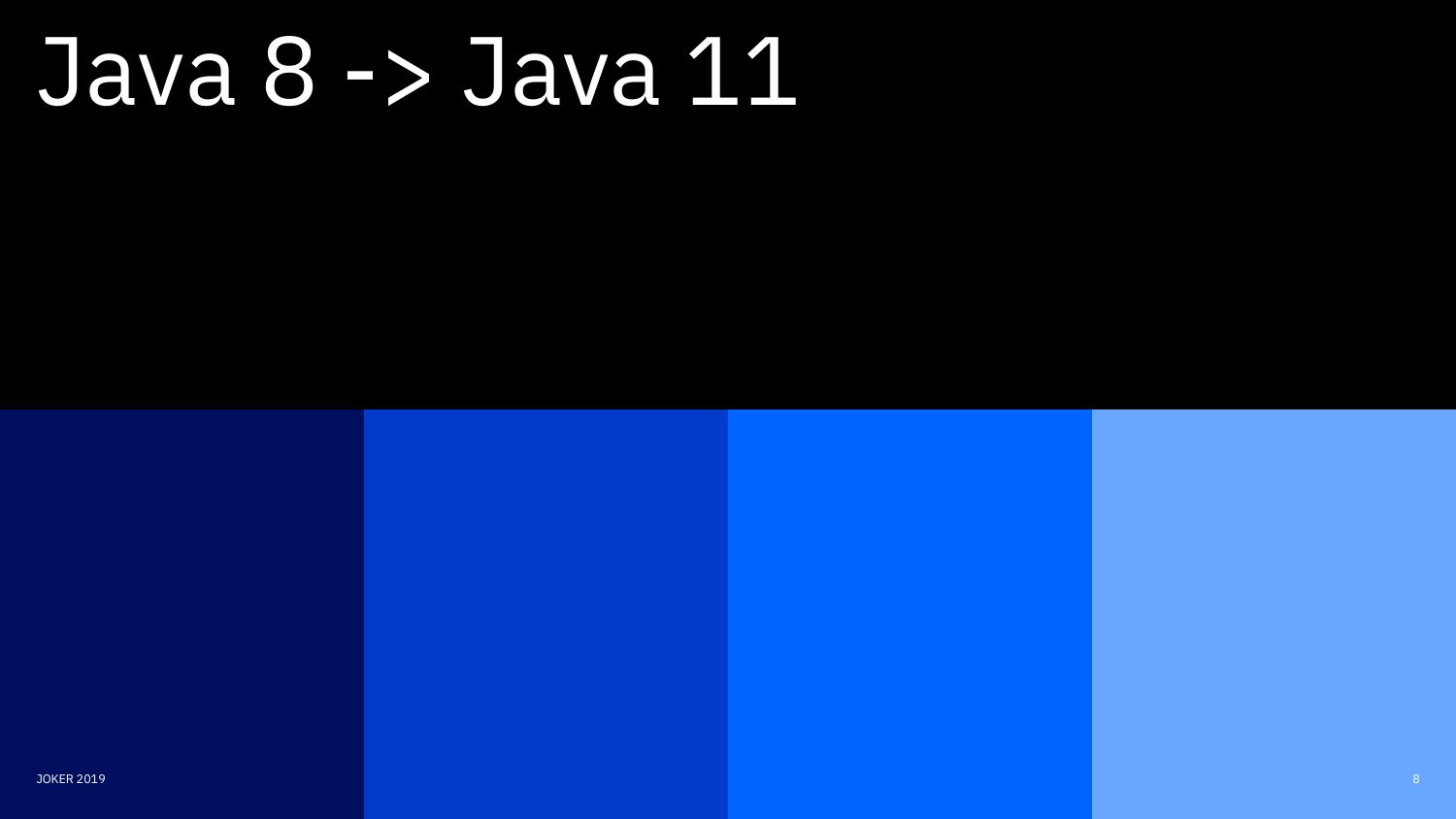# Java 8 -> Java 11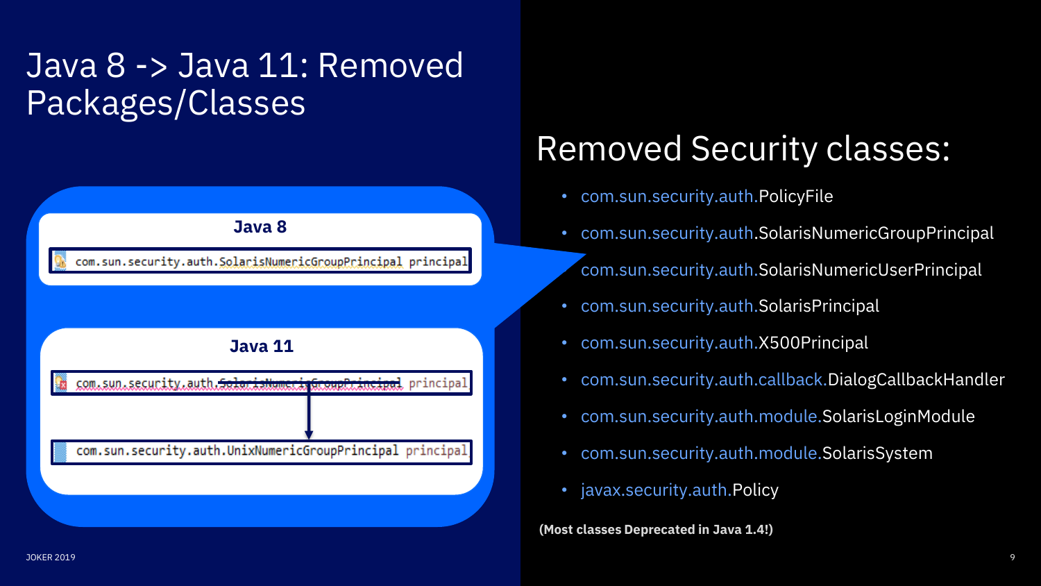# Java 8 -> Java 11: Removed Packages/Classes

**Java 8**

```
com.sun.security.auth.SolarisNumericGroupPrincipal principal
```

**Java 11**

```
com.sun.security.auth.SolarisNumericGroupPrincipal principal
```

```
com.sun.security.auth.UnixNumericGroupPrincipal principal
```

## Removed Security classes:

- com.sun.security.auth.PolicyFile
- com.sun.security.auth.SolarisNumericGroupPrincipal
- com.sun.security.auth.SolarisNumericUserPrincipal
- com.sun.security.auth.SolarisPrincipal
- com.sun.security.auth.X500Principal
- com.sun.security.auth.callback.DialogCallbackHandler
- com.sun.security.auth.module.SolarisLoginModule
- com.sun.security.auth.module.SolarisSystem
- javax.security.auth.Policy

**(Most classes Deprecated in Java 1.4!)**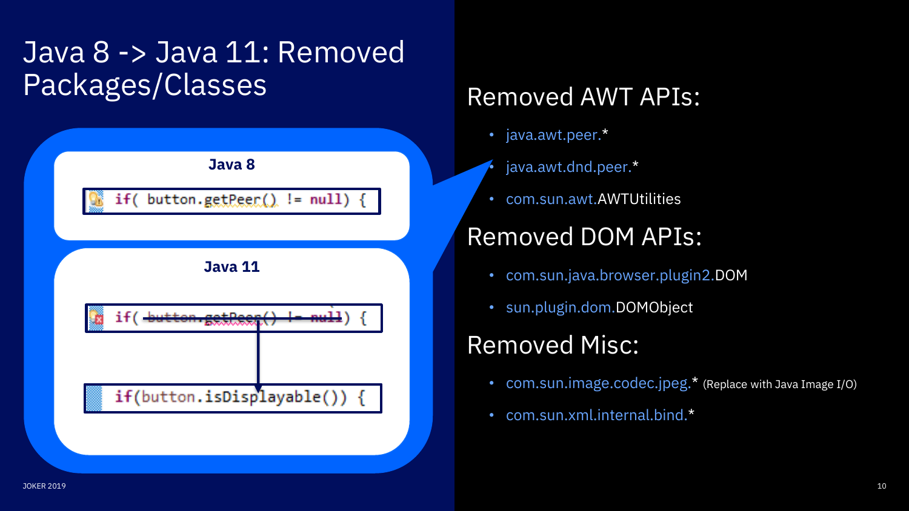# Java 8 -> Java 11: Removed Packages/Classes

**Java 8**

```
if( button.getPeer() != null) {
```

**Java 11**

```
if( button.getPeer() != null) {
```

```
if(button.isDisplayable()) {
```

## Removed AWT APIs:

- java.awt.peer.*
- java.awt.dnd.peer.*
- com.sun.awt.AWTUtilities

## Removed DOM APIs:

- com.sun.java.browser.plugin2.DOM
- sun.plugin.dom.DOMObject

## Removed Misc:

- com.sun.image.codec.jpeg.* (Replace with Java Image I/O)
- com.sun.xml.internal.bind.*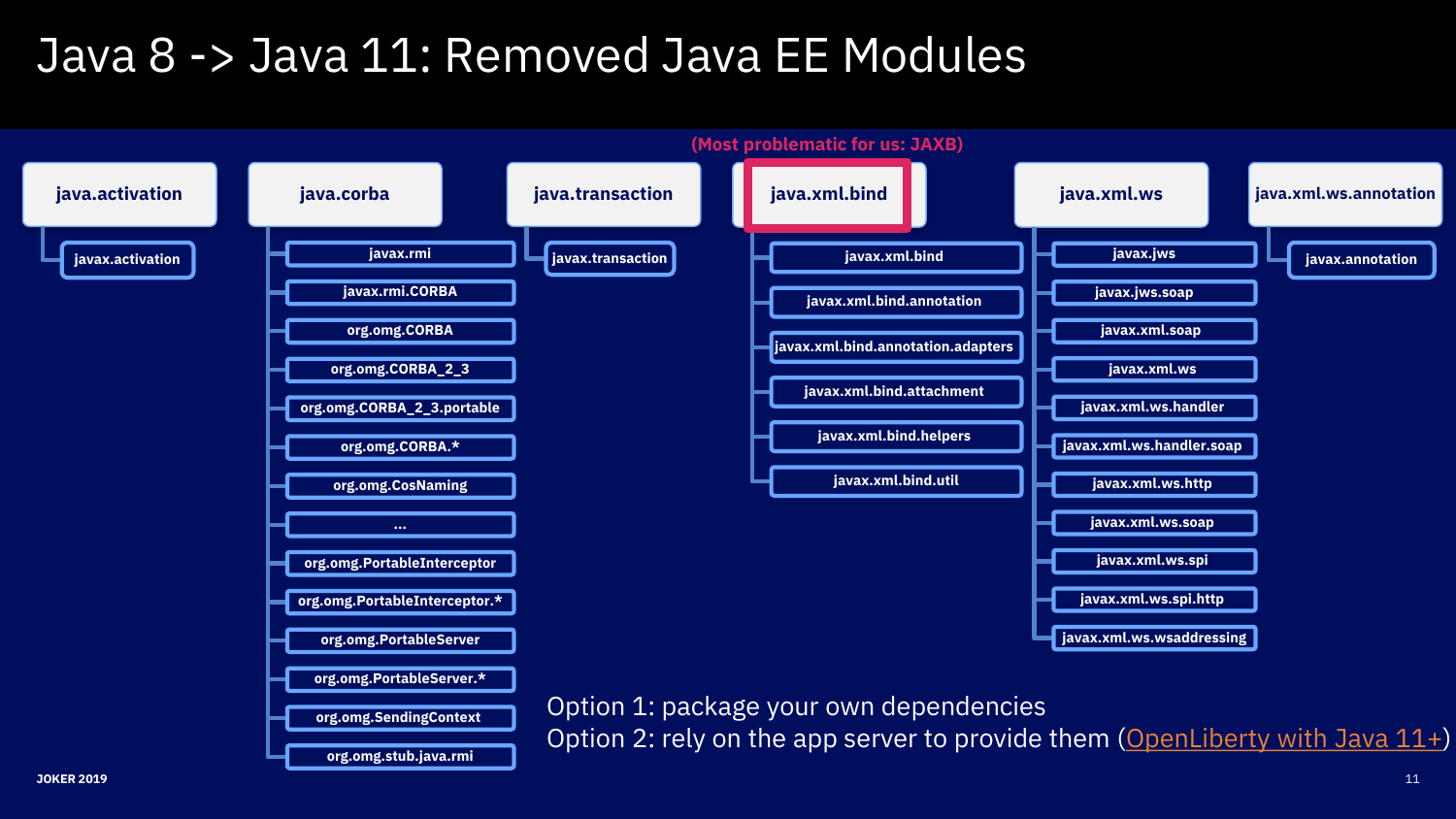# Java 8 -> Java 11: Removed Java EE Modules

(Most problematic for us: JAXB)

- **java.activation**
  - javax.activation
- **java.corba**
  - javax.rmi
  - javax.rmi.CORBA
  - org.omg.CORBA
  - org.omg.CORBA_2_3
  - org.omg.CORBA_2_3.portable
  - org.omg.CORBA.*
  - org.omg.CosNaming
  - ...
  - org.omg.PortableInterceptor
  - org.omg.PortableInterceptor.*
  - org.omg.PortableServer
  - org.omg.PortableServer.*
  - org.omg.SendingContext
  - org.omg.stub.java.rmi
- **java.transaction**
  - javax.transaction
- **java.xml.bind**
  - javax.xml.bind
  - javax.xml.bind.annotation
  - javax.xml.bind.annotation.adapters
  - javax.xml.bind.attachment
  - javax.xml.bind.helpers
  - javax.xml.bind.util
- **java.xml.ws**
  - javax.jws
  - javax.jws.soap
  - javax.xml.soap
  - javax.xml.ws
  - javax.xml.ws.handler
  - javax.xml.ws.handler.soap
  - javax.xml.ws.http
  - javax.xml.ws.soap
  - javax.xml.ws.spi
  - javax.xml.ws.spi.http
  - javax.xml.ws.wsaddressing
- **java.xml.ws.annotation**
  - javax.annotation

Option 1: package your own dependencies

Option 2: rely on the app server to provide them (OpenLiberty with Java 11+)

JOKER 2019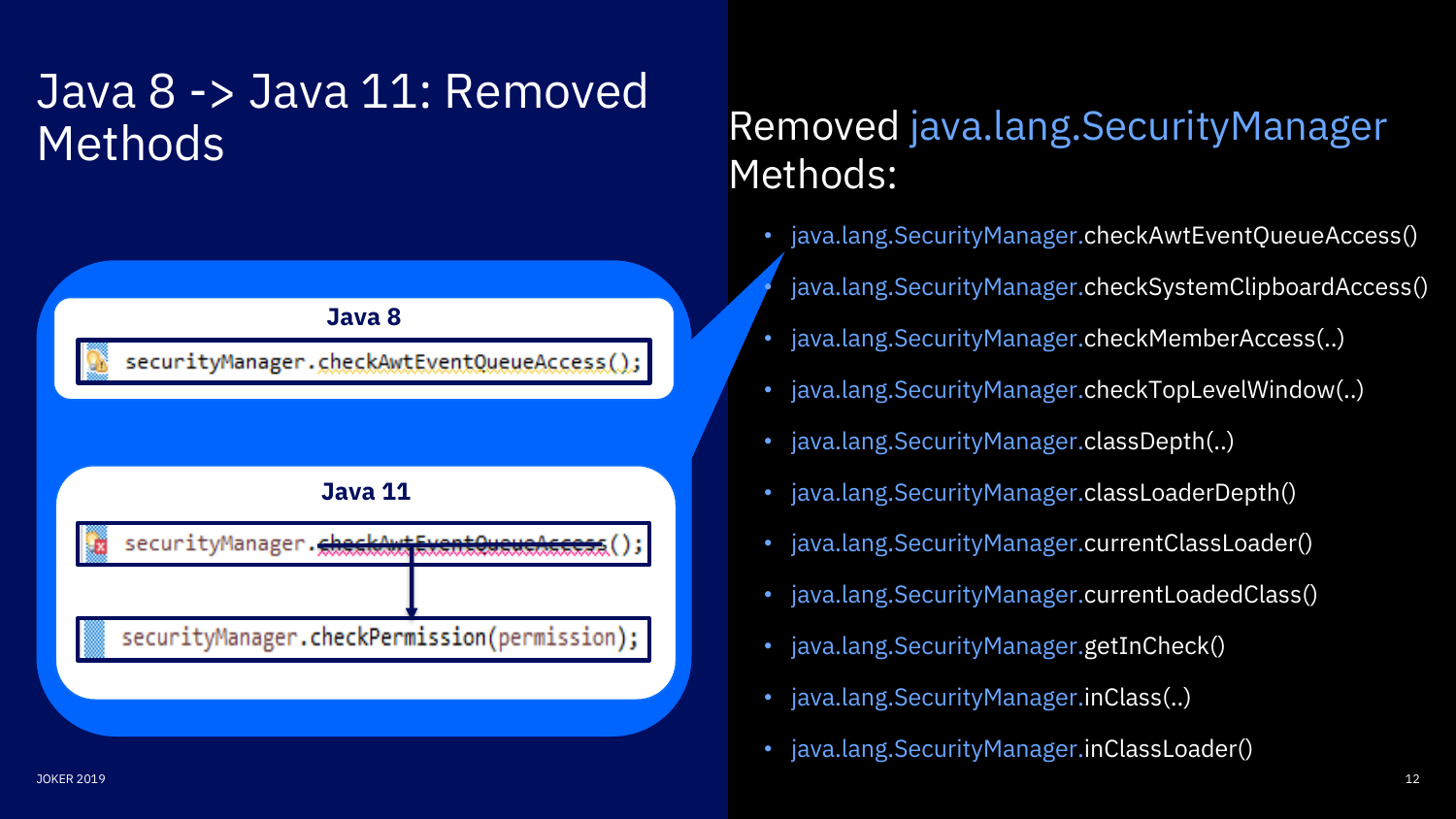# Java 8 -> Java 11: Removed Methods

**Java 8**

```
securityManager.checkAwtEventQueueAccess();
```

**Java 11**

```
securityManager.checkAwtEventQueueAccess();
```

```
securityManager.checkPermission(permission);
```

## Removed java.lang.SecurityManager Methods:

- java.lang.SecurityManager.checkAwtEventQueueAccess()
- java.lang.SecurityManager.checkSystemClipboardAccess()
- java.lang.SecurityManager.checkMemberAccess(..)
- java.lang.SecurityManager.checkTopLevelWindow(..)
- java.lang.SecurityManager.classDepth(..)
- java.lang.SecurityManager.classLoaderDepth()
- java.lang.SecurityManager.currentClassLoader()
- java.lang.SecurityManager.currentLoadedClass()
- java.lang.SecurityManager.getInCheck()
- java.lang.SecurityManager.inClass(..)
- java.lang.SecurityManager.inClassLoader()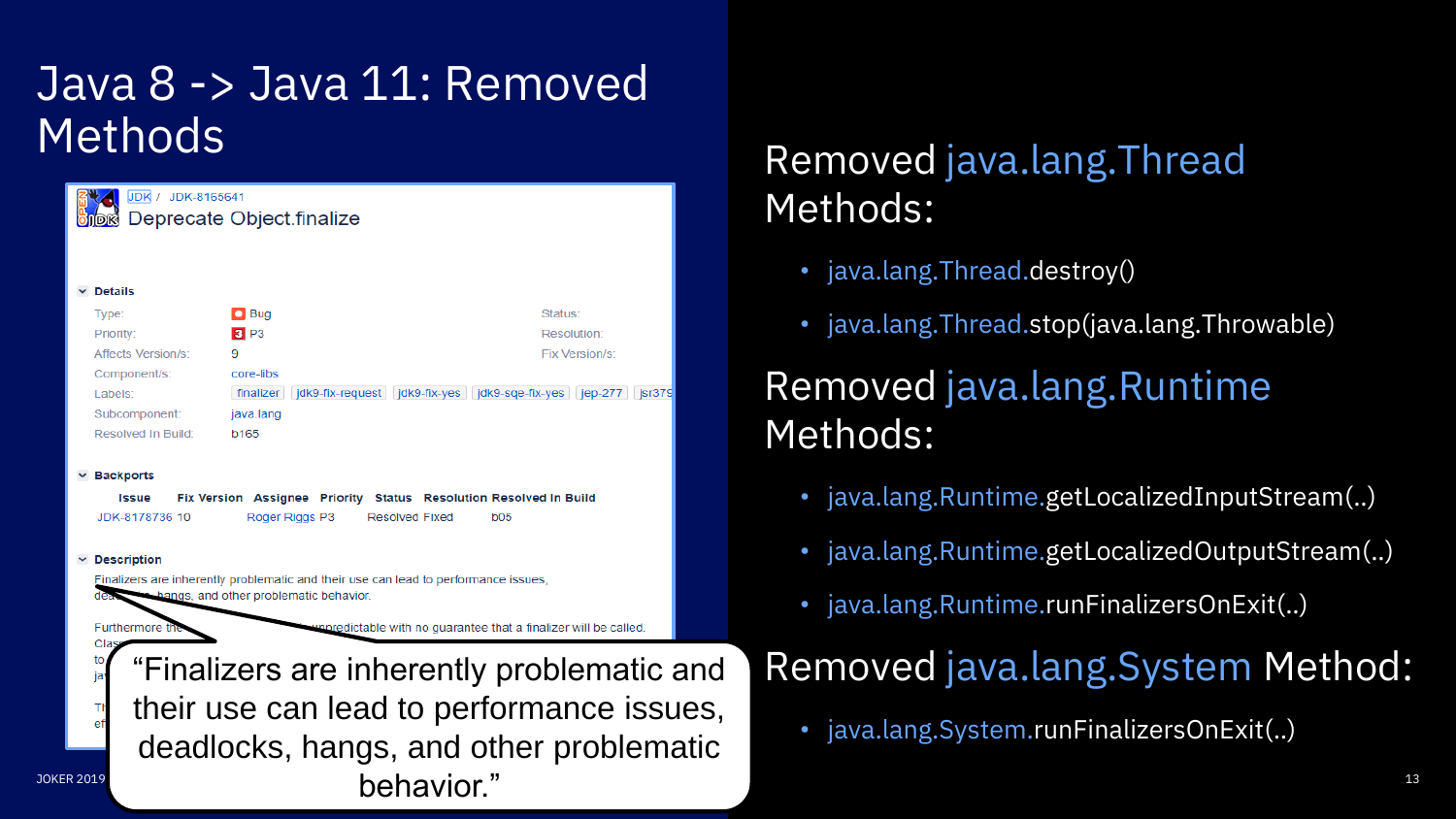# Java 8 -> Java 11: Removed Methods

JDK / JDK-8165641

**Deprecate Object.finalize**

**Details**

| | | | |
|---|---|---|---|
| Type: | Bug | Status: | |
| Priority: | P3 | Resolution: | |
| Affects Version/s: | 9 | Fix Version/s: | |
| Component/s: | core-libs | | |
| Labels: | finalizer jdk9-fix-request jdk9-fix-yes jdk9-sqe-fix-yes jep-277 jsr379 | | |
| Subcomponent: | java.lang | | |
| Resolved In Build: | b165 | | |

**Backports**

| Issue | Fix Version | Assignee | Priority | Status | Resolution | Resolved In Build |
|---|---|---|---|---|---|---|
| JDK-8178736 | 10 | Roger Riggs | P3 | Resolved | Fixed | b05 |

**Description**

Finalizers are inherently problematic and their use can lead to performance issues, dea... hangs, and other problematic behavior.

Furthermore the ... unpredictable with no guarantee that a finalizer will be called.

"Finalizers are inherently problematic and their use can lead to performance issues, deadlocks, hangs, and other problematic behavior."

## Removed java.lang.Thread Methods:

- java.lang.Thread.destroy()
- java.lang.Thread.stop(java.lang.Throwable)

## Removed java.lang.Runtime Methods:

- java.lang.Runtime.getLocalizedInputStream(..)
- java.lang.Runtime.getLocalizedOutputStream(..)
- java.lang.Runtime.runFinalizersOnExit(..)

## Removed java.lang.System Method:

- java.lang.System.runFinalizersOnExit(..)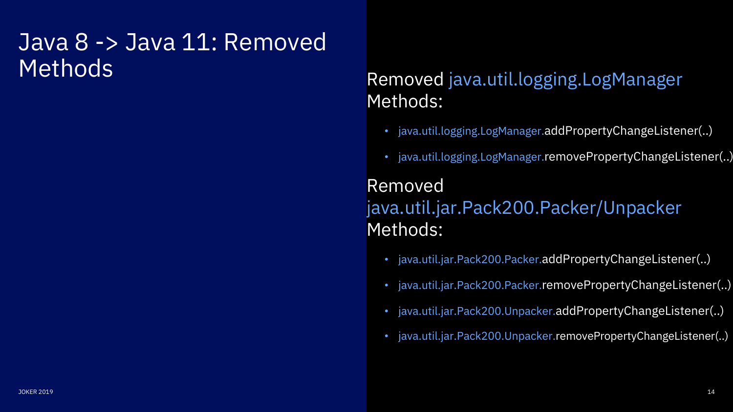# Java 8 -> Java 11: Removed Methods

Removed java.util.logging.LogManager Methods:

- java.util.logging.LogManager.addPropertyChangeListener(..)
- java.util.logging.LogManager.removePropertyChangeListener(..)

Removed java.util.jar.Pack200.Packer/Unpacker Methods:

- java.util.jar.Pack200.Packer.addPropertyChangeListener(..)
- java.util.jar.Pack200.Packer.removePropertyChangeListener(..)
- java.util.jar.Pack200.Unpacker.addPropertyChangeListener(..)
- java.util.jar.Pack200.Unpacker.removePropertyChangeListener(..)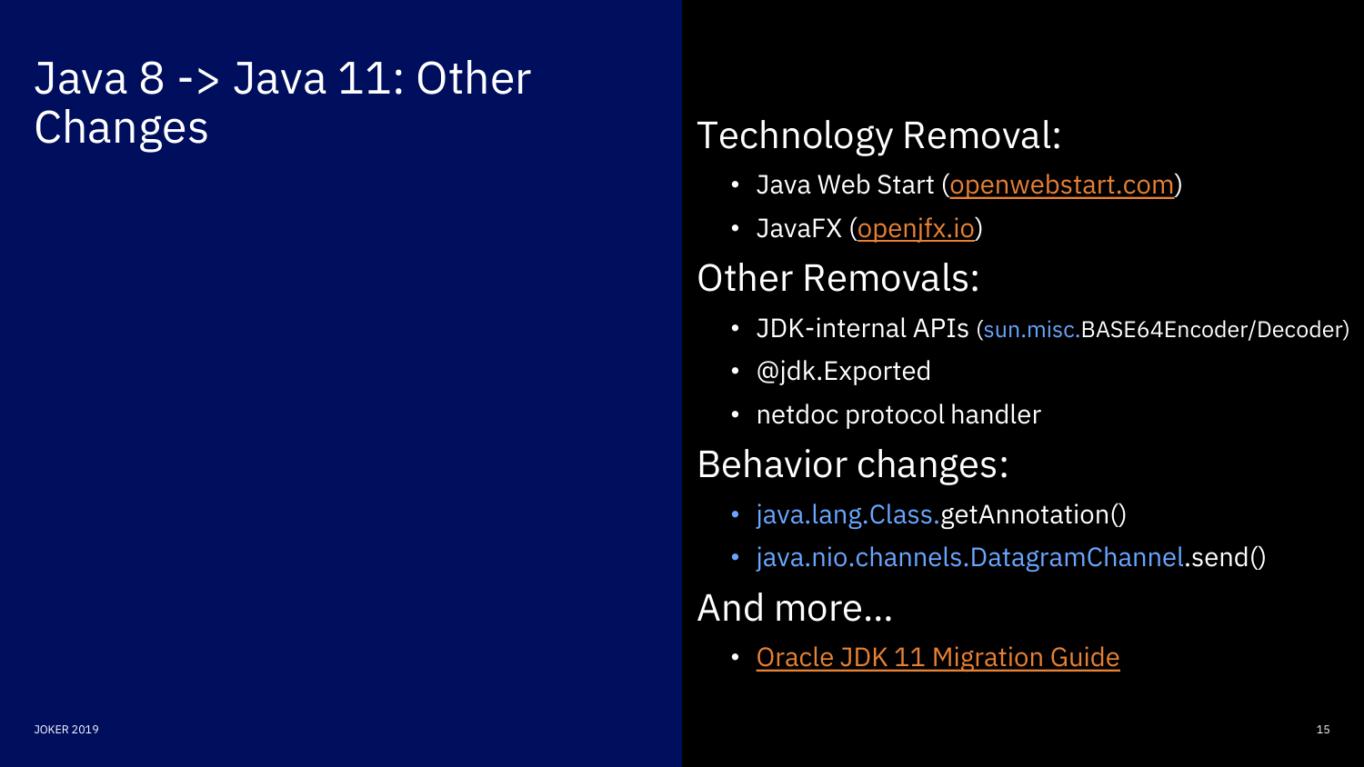# Java 8 -> Java 11: Other Changes

## Technology Removal:

- Java Web Start (openwebstart.com)
- JavaFX (openjfx.io)

## Other Removals:

- JDK-internal APIs (sun.misc.BASE64Encoder/Decoder)
- @jdk.Exported
- netdoc protocol handler

## Behavior changes:

- java.lang.Class.getAnnotation()
- java.nio.channels.DatagramChannel.send()

## And more…

- Oracle JDK 11 Migration Guide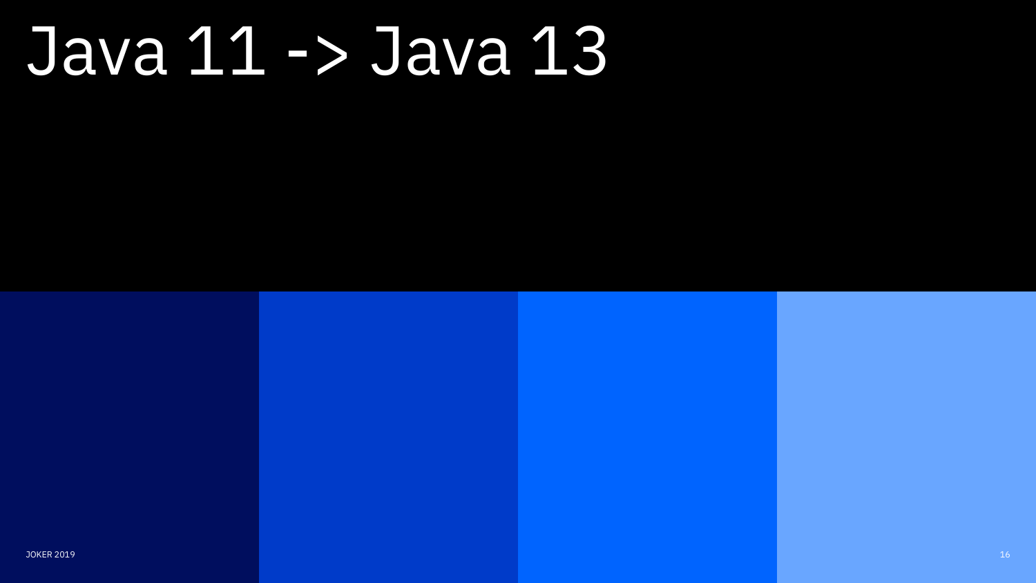# Java 11 -> Java 13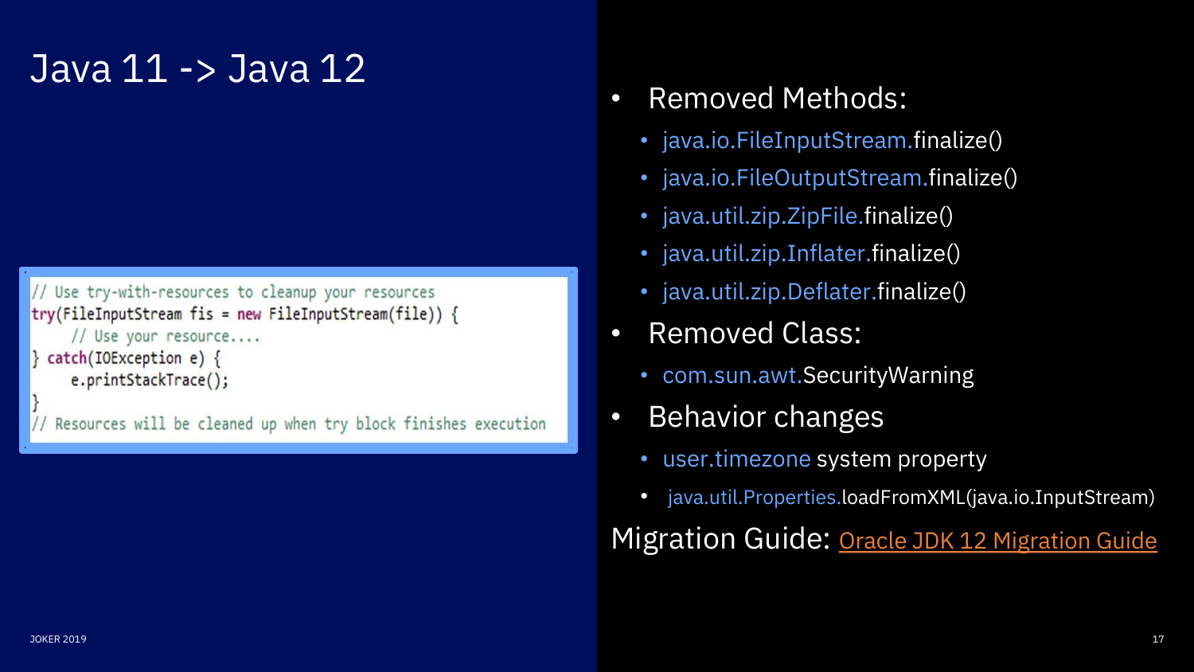# Java 11 -> Java 12

```java
// Use try-with-resources to cleanup your resources
try(FileInputStream fis = new FileInputStream(file)) {
    // Use your resource....
} catch(IOException e) {
    e.printStackTrace();
}
// Resources will be cleaned up when try block finishes execution
```

- Removed Methods:
  - java.io.FileInputStream.finalize()
  - java.io.FileOutputStream.finalize()
  - java.util.zip.ZipFile.finalize()
  - java.util.zip.Inflater.finalize()
  - java.util.zip.Deflater.finalize()
- Removed Class:
  - com.sun.awt.SecurityWarning
- Behavior changes
  - user.timezone system property
  - java.util.Properties.loadFromXML(java.io.InputStream)

Migration Guide: Oracle JDK 12 Migration Guide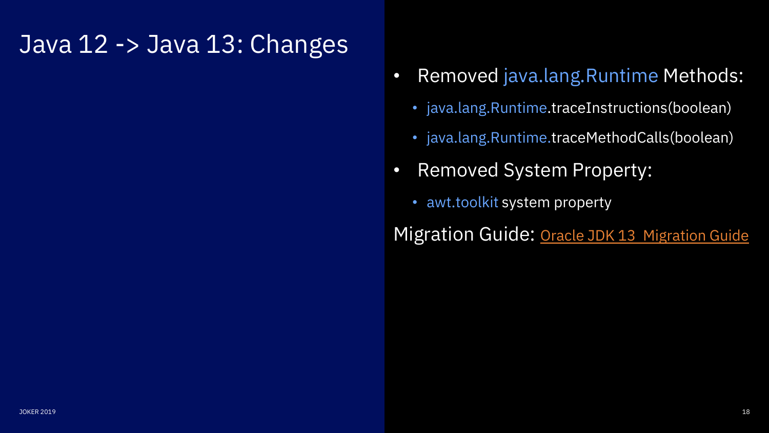# Java 12 -> Java 13: Changes

- Removed java.lang.Runtime Methods:
  - java.lang.Runtime.traceInstructions(boolean)
  - java.lang.Runtime.traceMethodCalls(boolean)
- Removed System Property:
  - awt.toolkit system property

Migration Guide: Oracle JDK 13 Migration Guide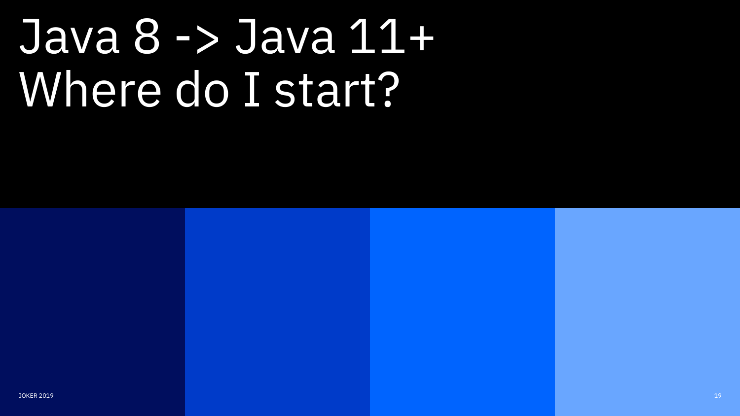# Java 8 -> Java 11+ Where do I start?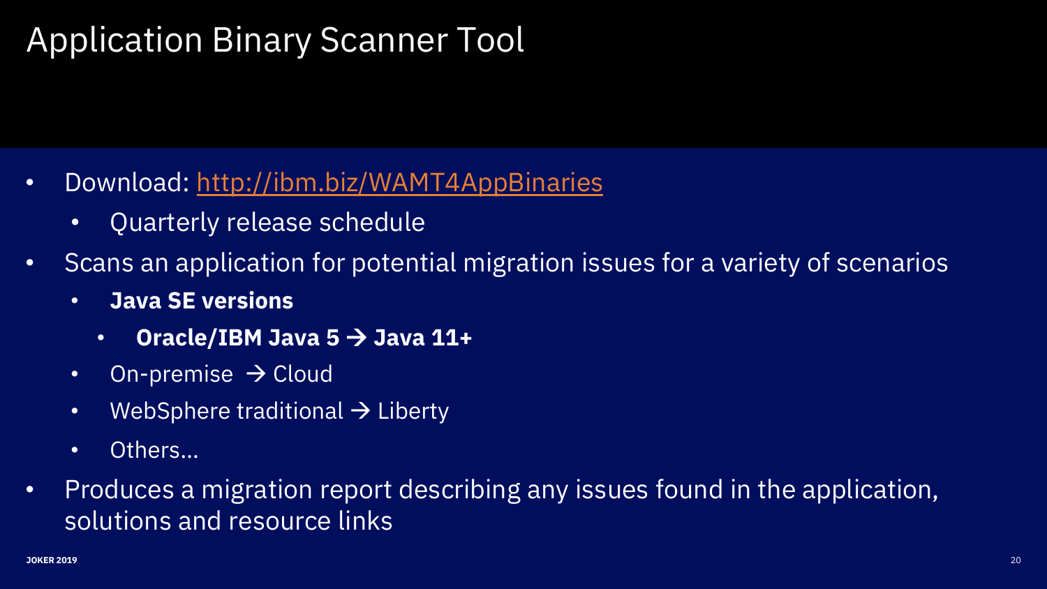# Application Binary Scanner Tool

- Download: [http://ibm.biz/WAMT4AppBinaries](http://ibm.biz/WAMT4AppBinaries)
  - Quarterly release schedule
- Scans an application for potential migration issues for a variety of scenarios
  - **Java SE versions**
    - **Oracle/IBM Java 5 → Java 11+**
  - On-premise → Cloud
  - WebSphere traditional → Liberty
  - Others…
- Produces a migration report describing any issues found in the application, solutions and resource links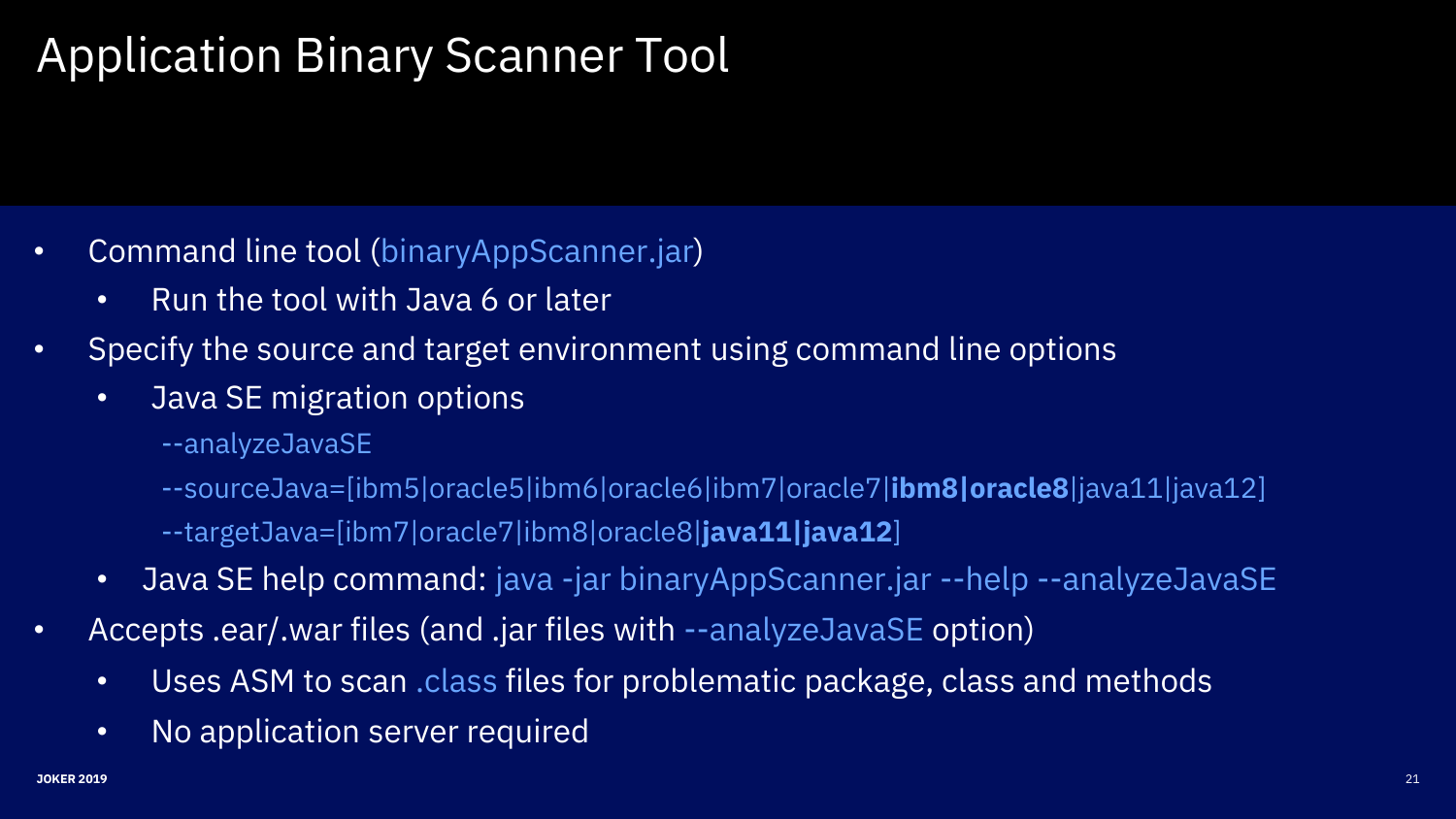# Application Binary Scanner Tool

- Command line tool (binaryAppScanner.jar)
  - Run the tool with Java 6 or later
- Specify the source and target environment using command line options
  - Java SE migration options

    --analyzeJavaSE

    --sourceJava=[ibm5|oracle5|ibm6|oracle6|ibm7|oracle7|**ibm8|oracle8**|java11|java12]

    --targetJava=[ibm7|oracle7|ibm8|oracle8|**java11|java12**]
  - Java SE help command: java -jar binaryAppScanner.jar --help --analyzeJavaSE
- Accepts .ear/.war files (and .jar files with --analyzeJavaSE option)
  - Uses ASM to scan .class files for problematic package, class and methods
  - No application server required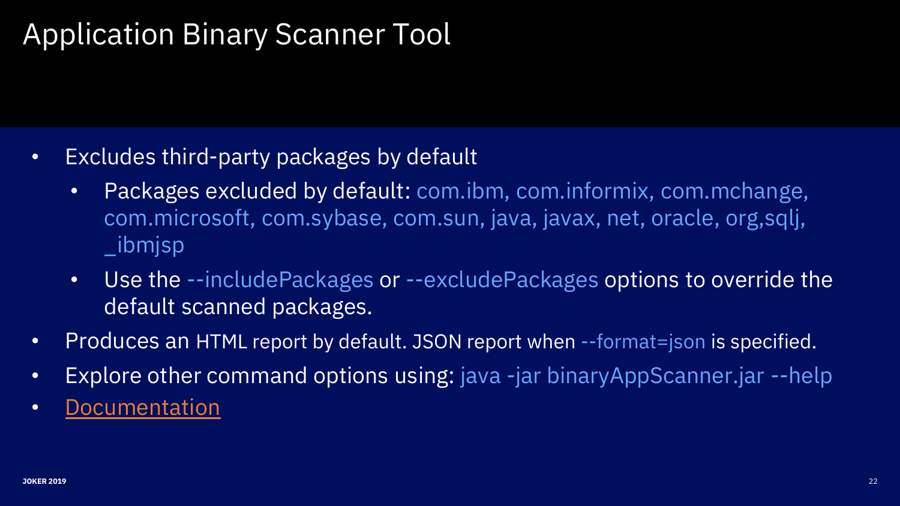# Application Binary Scanner Tool

- Excludes third-party packages by default
  - Packages excluded by default: com.ibm, com.informix, com.mchange, com.microsoft, com.sybase, com.sun, java, javax, net, oracle, org,sqlj, _ibmjsp
  - Use the --includePackages or --excludePackages options to override the default scanned packages.
- Produces an HTML report by default. JSON report when --format=json is specified.
- Explore other command options using: java -jar binaryAppScanner.jar --help
- Documentation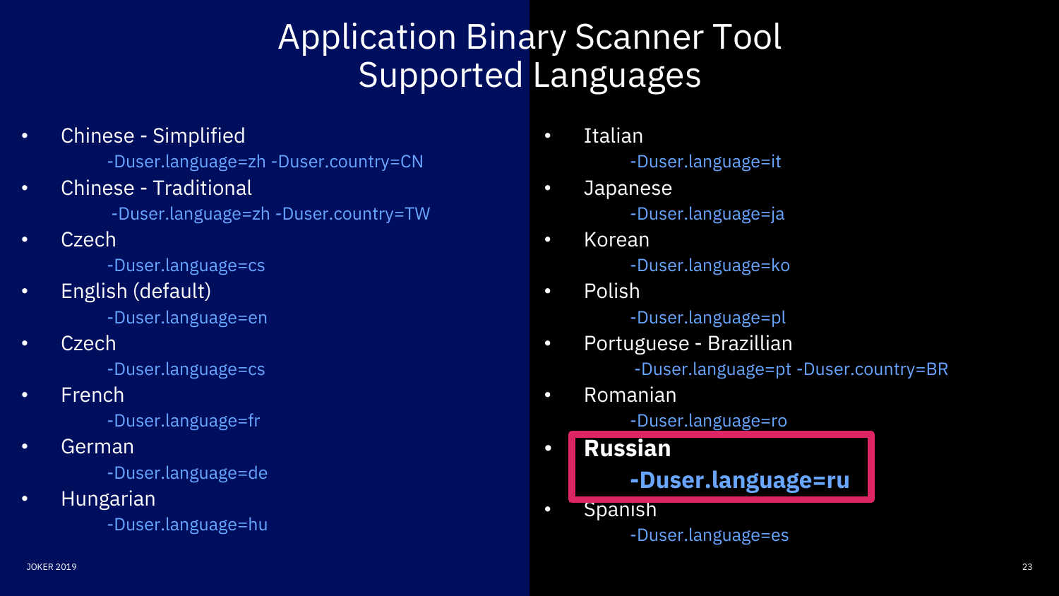# Application Binary Scanner Tool Supported Languages

- Chinese - Simplified
  - -Duser.language=zh -Duser.country=CN
- Chinese - Traditional
  - -Duser.language=zh -Duser.country=TW
- Czech
  - -Duser.language=cs
- English (default)
  - -Duser.language=en
- Czech
  - -Duser.language=cs
- French
  - -Duser.language=fr
- German
  - -Duser.language=de
- Hungarian
  - -Duser.language=hu
- Italian
  - -Duser.language=it
- Japanese
  - -Duser.language=ja
- Korean
  - -Duser.language=ko
- Polish
  - -Duser.language=pl
- Portuguese - Brazillian
  - -Duser.language=pt -Duser.country=BR
- Romanian
  - -Duser.language=ro
- **Russian**
  - **-Duser.language=ru**
- Spanish
  - -Duser.language=es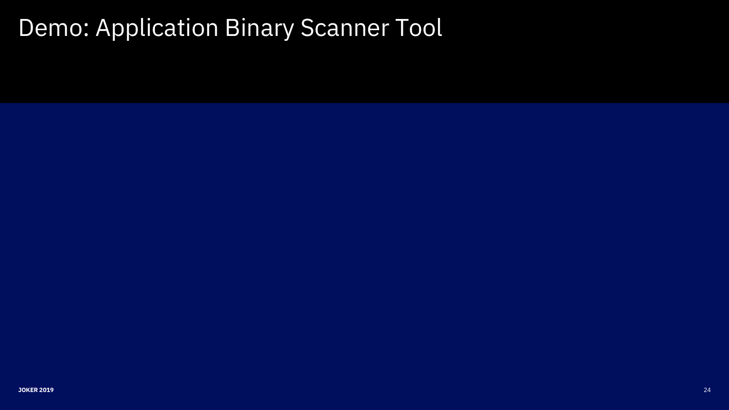# Demo: Application Binary Scanner Tool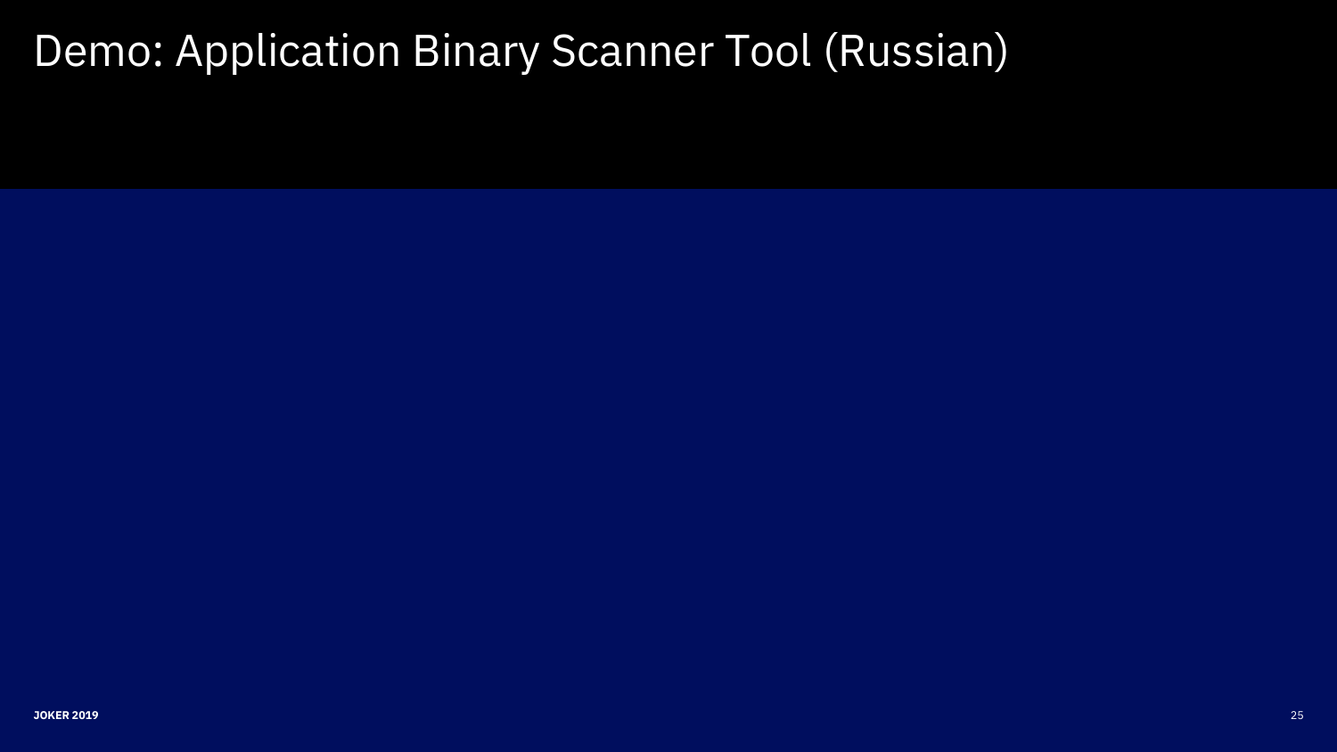# Demo: Application Binary Scanner Tool (Russian)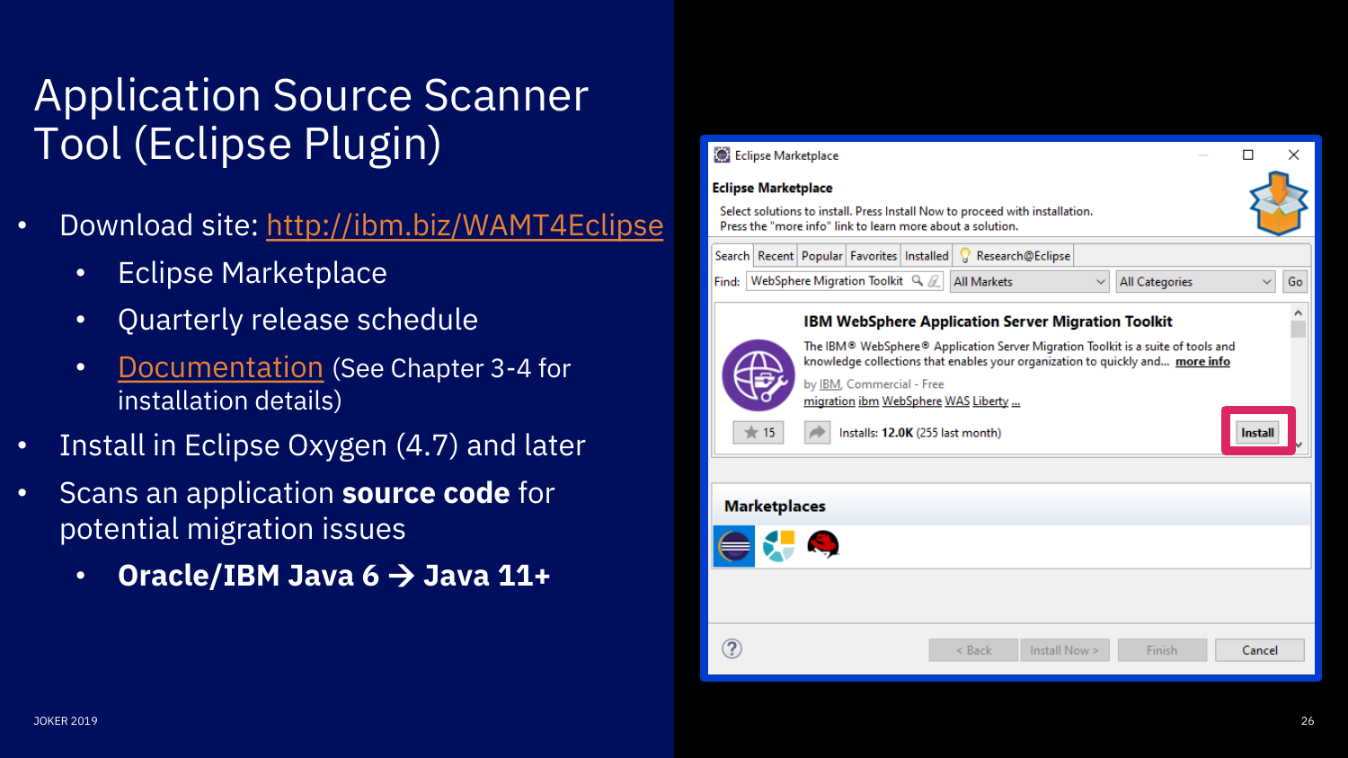# Application Source Scanner Tool (Eclipse Plugin)

- Download site: [http://ibm.biz/WAMT4Eclipse](http://ibm.biz/WAMT4Eclipse)
  - Eclipse Marketplace
  - Quarterly release schedule
  - Documentation (See Chapter 3-4 for installation details)
- Install in Eclipse Oxygen (4.7) and later
- Scans an application **source code** for potential migration issues
  - **Oracle/IBM Java 6 → Java 11+**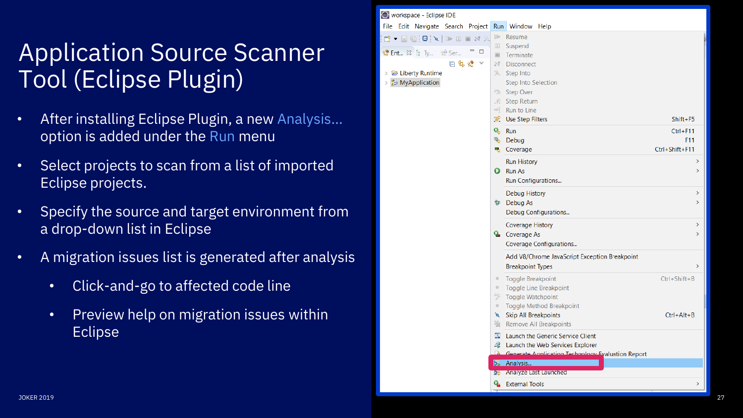# Application Source Scanner Tool (Eclipse Plugin)

- After installing Eclipse Plugin, a new Analysis… option is added under the Run menu
- Select projects to scan from a list of imported Eclipse projects.
- Specify the source and target environment from a drop-down list in Eclipse
- A migration issues list is generated after analysis
  - Click-and-go to affected code line
  - Preview help on migration issues within Eclipse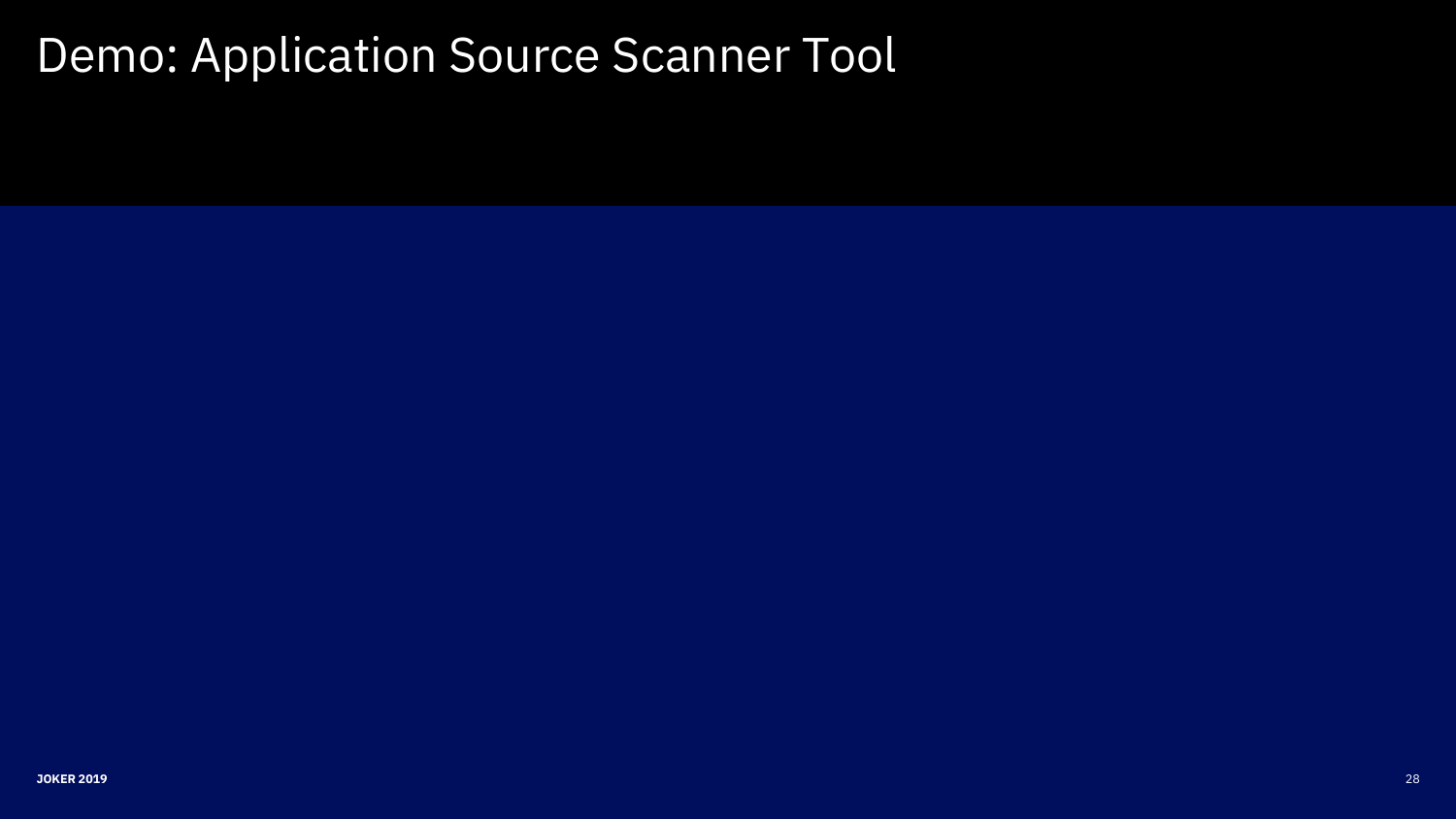# Demo: Application Source Scanner Tool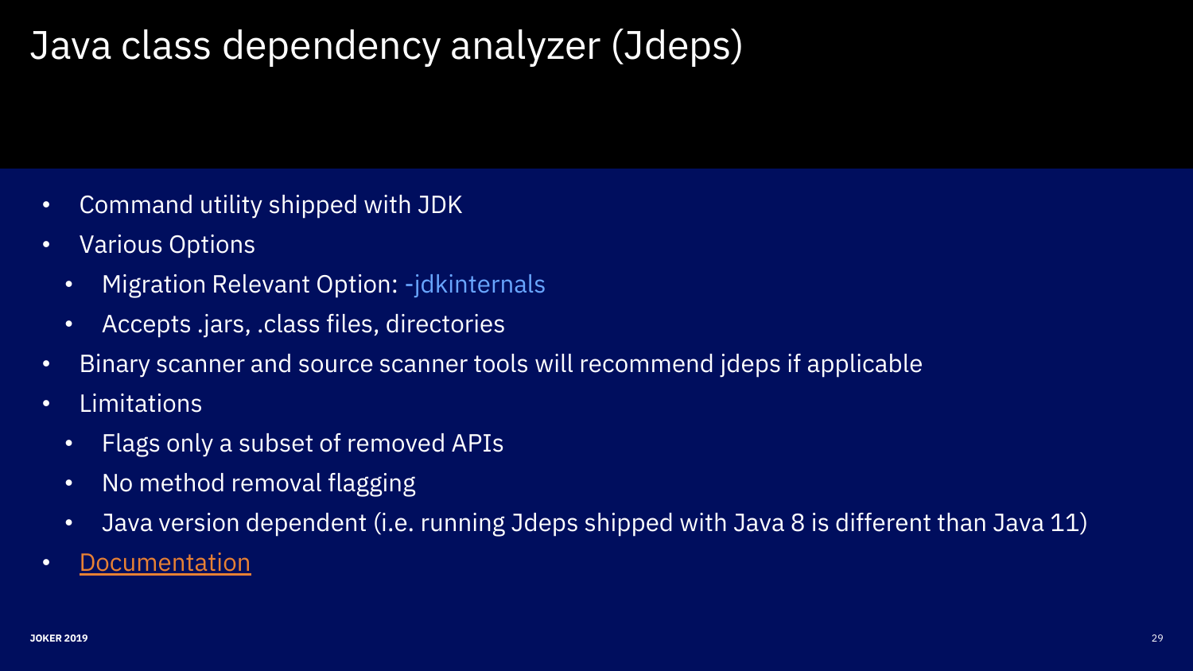# Java class dependency analyzer (Jdeps)

- Command utility shipped with JDK
- Various Options
  - Migration Relevant Option: -jdkinternals
  - Accepts .jars, .class files, directories
- Binary scanner and source scanner tools will recommend jdeps if applicable
- Limitations
  - Flags only a subset of removed APIs
  - No method removal flagging
  - Java version dependent (i.e. running Jdeps shipped with Java 8 is different than Java 11)
- Documentation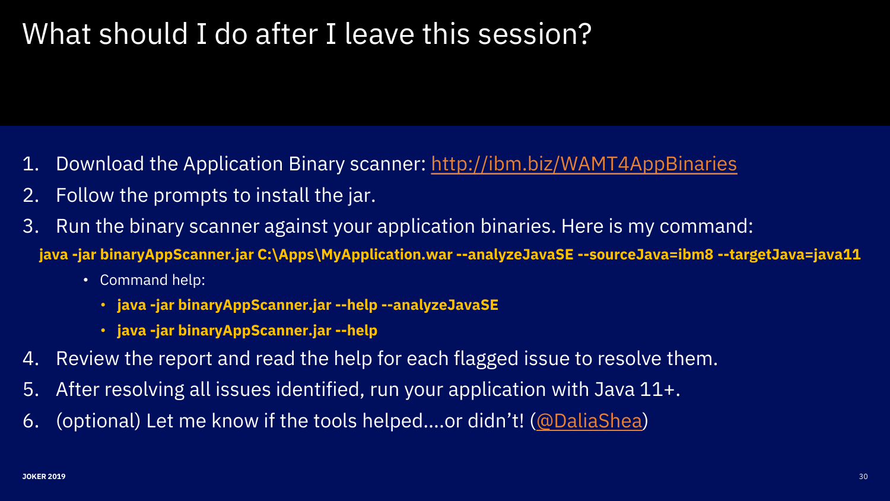# What should I do after I leave this session?

1. Download the Application Binary scanner: [http://ibm.biz/WAMT4AppBinaries](http://ibm.biz/WAMT4AppBinaries)
2. Follow the prompts to install the jar.
3. Run the binary scanner against your application binaries. Here is my command:

```
java -jar binaryAppScanner.jar C:\Apps\MyApplication.war --analyzeJavaSE --sourceJava=ibm8 --targetJava=java11
```

   - Command help:
     - **java -jar binaryAppScanner.jar --help --analyzeJavaSE**
     - **java -jar binaryAppScanner.jar --help**

4. Review the report and read the help for each flagged issue to resolve them.
5. After resolving all issues identified, run your application with Java 11+.
6. (optional) Let me know if the tools helped….or didn't! ([@DaliaShea]())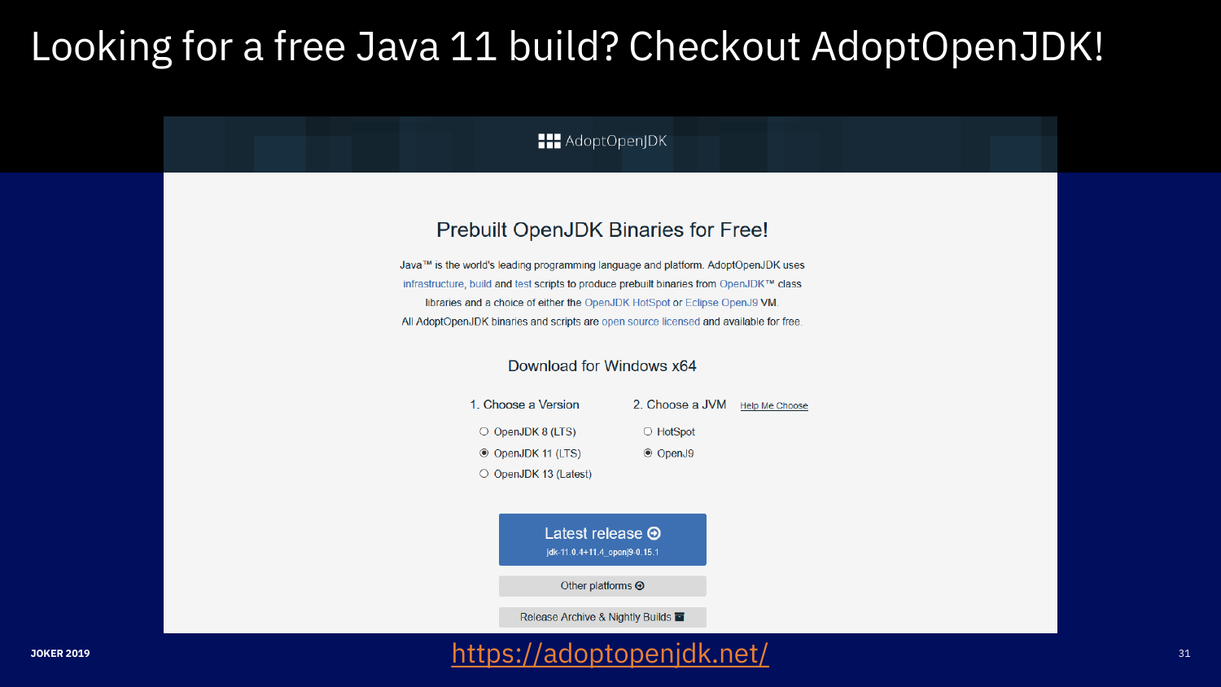# Looking for a free Java 11 build? Checkout AdoptOpenJDK!

AdoptOpenJDK

## Prebuilt OpenJDK Binaries for Free!

Java™ is the world's leading programming language and platform. AdoptOpenJDK uses infrastructure, build and test scripts to produce prebuilt binaries from OpenJDK™ class libraries and a choice of either the OpenJDK HotSpot or Eclipse OpenJ9 VM. All AdoptOpenJDK binaries and scripts are open source licensed and available for free.

### Download for Windows x64

1. Choose a Version
   - ○ OpenJDK 8 (LTS)
   - ◉ OpenJDK 11 (LTS)
   - ○ OpenJDK 13 (Latest)

2. Choose a JVM — Help Me Choose
   - ○ HotSpot
   - ◉ OpenJ9

Latest release
jdk-11.0.4+11.4_openj9-0.15.1

Other platforms

Release Archive & Nightly Builds

https://adoptopenjdk.net/

JOKER 2019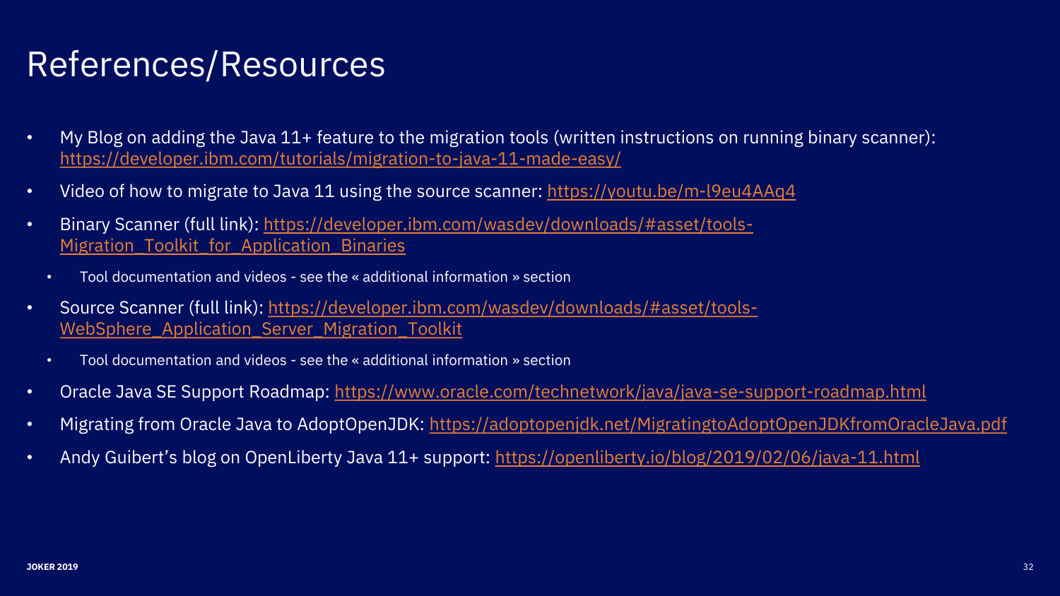# References/Resources

- My Blog on adding the Java 11+ feature to the migration tools (written instructions on running binary scanner): https://developer.ibm.com/tutorials/migration-to-java-11-made-easy/
- Video of how to migrate to Java 11 using the source scanner: https://youtu.be/m-l9eu4AAq4
- Binary Scanner (full link): https://developer.ibm.com/wasdev/downloads/#asset/tools-Migration_Toolkit_for_Application_Binaries
  - Tool documentation and videos - see the « additional information » section
- Source Scanner (full link): https://developer.ibm.com/wasdev/downloads/#asset/tools-WebSphere_Application_Server_Migration_Toolkit
  - Tool documentation and videos - see the « additional information » section
- Oracle Java SE Support Roadmap: https://www.oracle.com/technetwork/java/java-se-support-roadmap.html
- Migrating from Oracle Java to AdoptOpenJDK: https://adoptopenjdk.net/MigratingtoAdoptOpenJDKfromOracleJava.pdf
- Andy Guibert's blog on OpenLiberty Java 11+ support: https://openliberty.io/blog/2019/02/06/java-11.html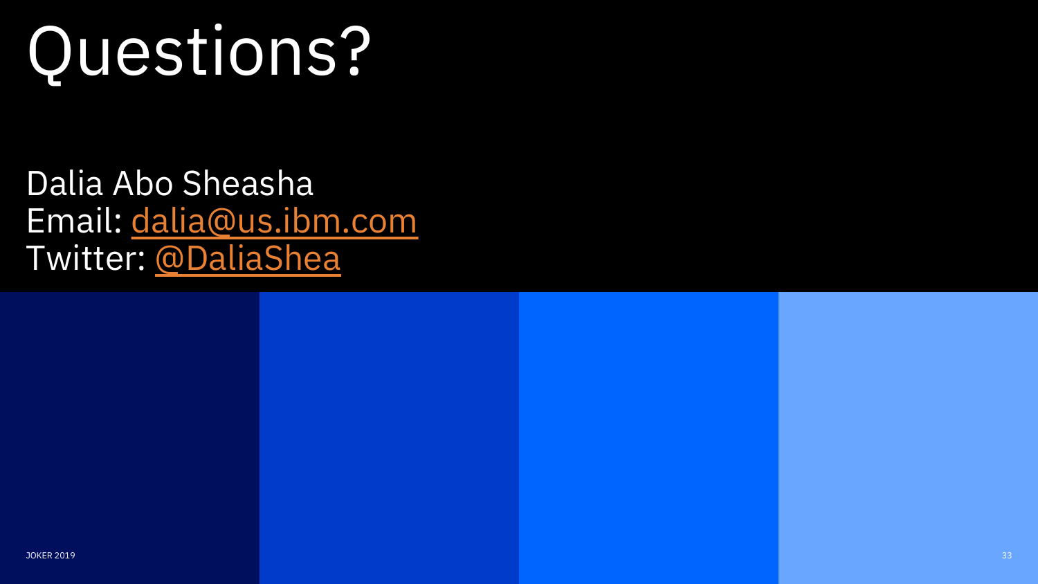# Questions?

Dalia Abo Sheasha
Email: dalia@us.ibm.com
Twitter: @DaliaShea